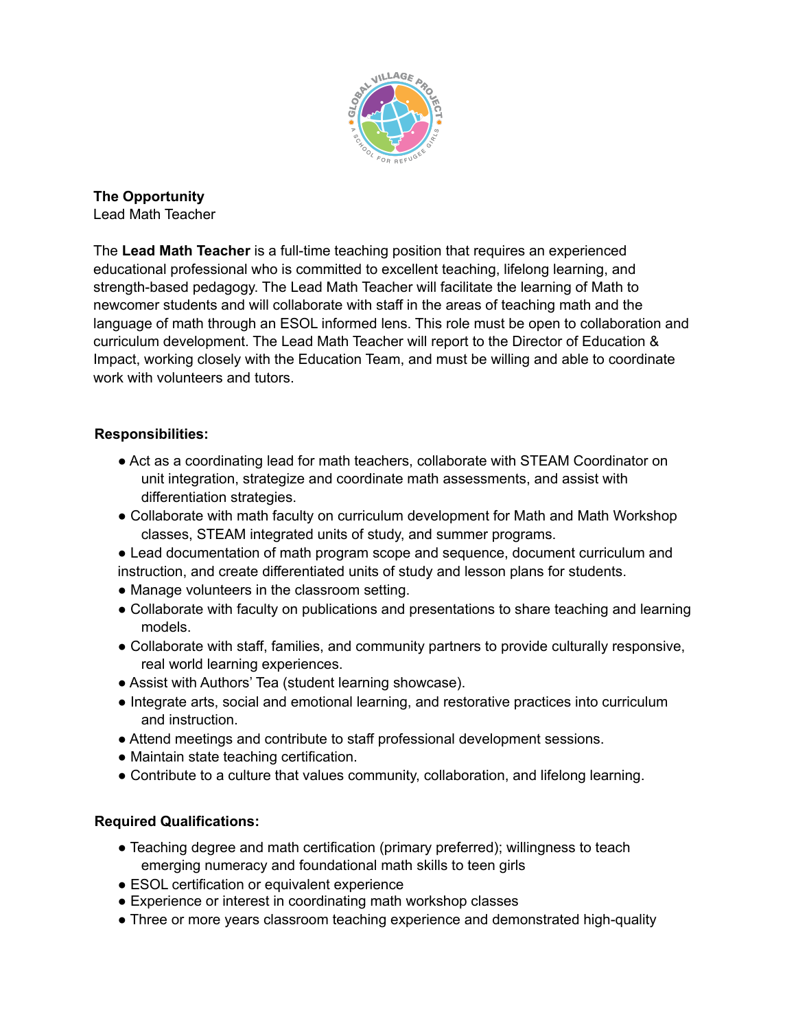**The Opportunity**
Lead Math Teacher

The **Lead Math Teacher** is a full-time teaching position that requires an experienced educational professional who is committed to excellent teaching, lifelong learning, and strength-based pedagogy. The Lead Math Teacher will facilitate the learning of Math to newcomer students and will collaborate with staff in the areas of teaching math and the language of math through an ESOL informed lens. This role must be open to collaboration and curriculum development. The Lead Math Teacher will report to the Director of Education & Impact, working closely with the Education Team, and must be willing and able to coordinate work with volunteers and tutors.

**Responsibilities:**

- Act as a coordinating lead for math teachers, collaborate with STEAM Coordinator on unit integration, strategize and coordinate math assessments, and assist with differentiation strategies.
- Collaborate with math faculty on curriculum development for Math and Math Workshop classes, STEAM integrated units of study, and summer programs.
- Lead documentation of math program scope and sequence, document curriculum and instruction, and create differentiated units of study and lesson plans for students.
- Manage volunteers in the classroom setting.
- Collaborate with faculty on publications and presentations to share teaching and learning models.
- Collaborate with staff, families, and community partners to provide culturally responsive, real world learning experiences.
- Assist with Authors' Tea (student learning showcase).
- Integrate arts, social and emotional learning, and restorative practices into curriculum and instruction.
- Attend meetings and contribute to staff professional development sessions.
- Maintain state teaching certification.
- Contribute to a culture that values community, collaboration, and lifelong learning.

**Required Qualifications:**

- Teaching degree and math certification (primary preferred); willingness to teach emerging numeracy and foundational math skills to teen girls
- ESOL certification or equivalent experience
- Experience or interest in coordinating math workshop classes
- Three or more years classroom teaching experience and demonstrated high-quality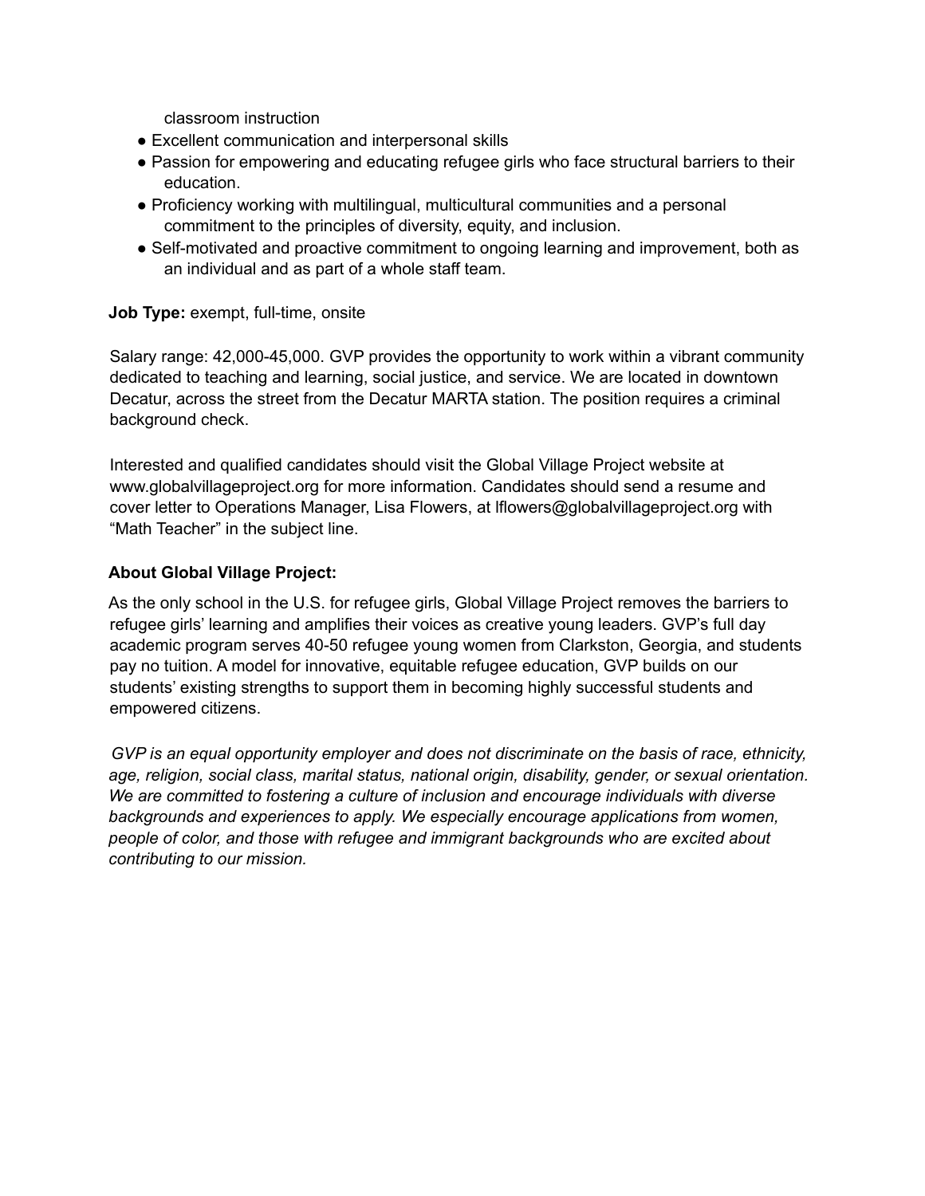classroom instruction

- Excellent communication and interpersonal skills
- Passion for empowering and educating refugee girls who face structural barriers to their education.
- Proficiency working with multilingual, multicultural communities and a personal commitment to the principles of diversity, equity, and inclusion.
- Self-motivated and proactive commitment to ongoing learning and improvement, both as an individual and as part of a whole staff team.

**Job Type:** exempt, full-time, onsite

Salary range: 42,000-45,000. GVP provides the opportunity to work within a vibrant community dedicated to teaching and learning, social justice, and service. We are located in downtown Decatur, across the street from the Decatur MARTA station. The position requires a criminal background check.

Interested and qualified candidates should visit the Global Village Project website at www.globalvillageproject.org for more information. Candidates should send a resume and cover letter to Operations Manager, Lisa Flowers, at lflowers@globalvillageproject.org with "Math Teacher" in the subject line.

**About Global Village Project:**

As the only school in the U.S. for refugee girls, Global Village Project removes the barriers to refugee girls' learning and amplifies their voices as creative young leaders. GVP's full day academic program serves 40-50 refugee young women from Clarkston, Georgia, and students pay no tuition. A model for innovative, equitable refugee education, GVP builds on our students' existing strengths to support them in becoming highly successful students and empowered citizens.

*GVP is an equal opportunity employer and does not discriminate on the basis of race, ethnicity, age, religion, social class, marital status, national origin, disability, gender, or sexual orientation. We are committed to fostering a culture of inclusion and encourage individuals with diverse backgrounds and experiences to apply. We especially encourage applications from women, people of color, and those with refugee and immigrant backgrounds who are excited about contributing to our mission.*